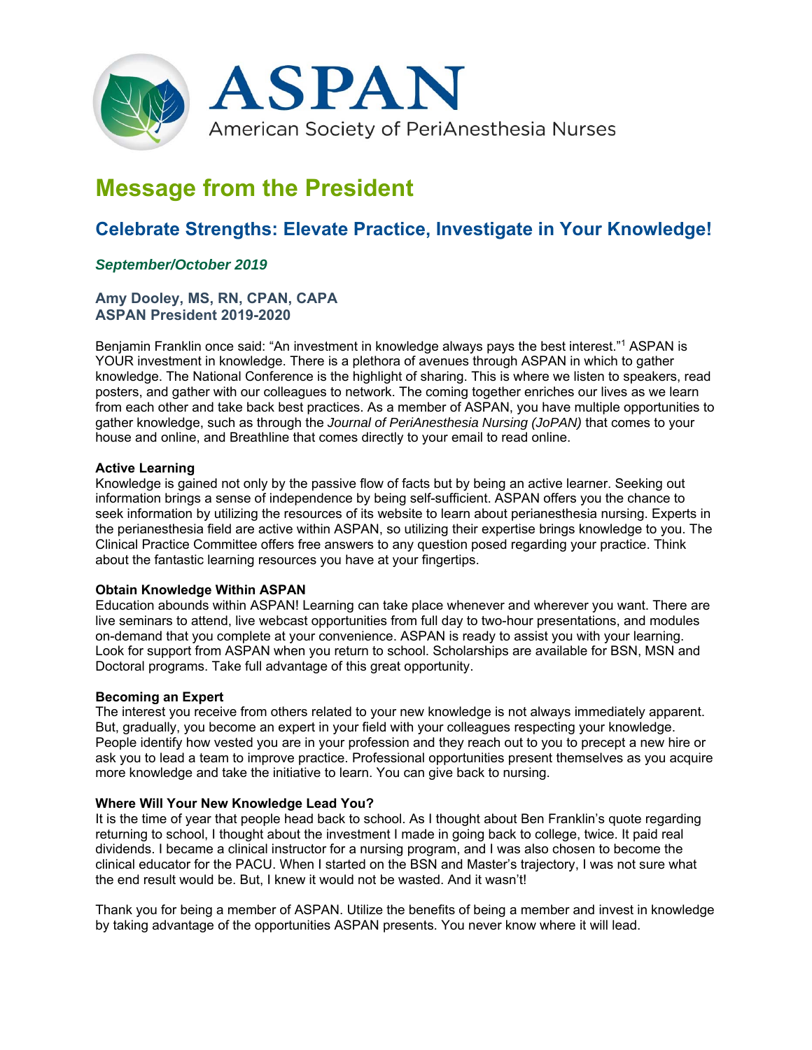# ASPAN

American Society of PeriAnesthesia Nurses

# Message from the President

## Celebrate Strengths: Elevate Practice, Investigate in Your Knowledge!

***September/October 2019***

**Amy Dooley, MS, RN, CPAN, CAPA**
**ASPAN President 2019-2020**

Benjamin Franklin once said: "An investment in knowledge always pays the best interest."[1] ASPAN is YOUR investment in knowledge. There is a plethora of avenues through ASPAN in which to gather knowledge. The National Conference is the highlight of sharing. This is where we listen to speakers, read posters, and gather with our colleagues to network. The coming together enriches our lives as we learn from each other and take back best practices. As a member of ASPAN, you have multiple opportunities to gather knowledge, such as through the *Journal of PeriAnesthesia Nursing (JoPAN)* that comes to your house and online, and Breathline that comes directly to your email to read online.

**Active Learning**
Knowledge is gained not only by the passive flow of facts but by being an active learner. Seeking out information brings a sense of independence by being self-sufficient. ASPAN offers you the chance to seek information by utilizing the resources of its website to learn about perianesthesia nursing. Experts in the perianesthesia field are active within ASPAN, so utilizing their expertise brings knowledge to you. The Clinical Practice Committee offers free answers to any question posed regarding your practice. Think about the fantastic learning resources you have at your fingertips.

**Obtain Knowledge Within ASPAN**
Education abounds within ASPAN! Learning can take place whenever and wherever you want. There are live seminars to attend, live webcast opportunities from full day to two-hour presentations, and modules on-demand that you complete at your convenience. ASPAN is ready to assist you with your learning. Look for support from ASPAN when you return to school. Scholarships are available for BSN, MSN and Doctoral programs. Take full advantage of this great opportunity.

**Becoming an Expert**
The interest you receive from others related to your new knowledge is not always immediately apparent. But, gradually, you become an expert in your field with your colleagues respecting your knowledge. People identify how vested you are in your profession and they reach out to you to precept a new hire or ask you to lead a team to improve practice. Professional opportunities present themselves as you acquire more knowledge and take the initiative to learn. You can give back to nursing.

**Where Will Your New Knowledge Lead You?**
It is the time of year that people head back to school. As I thought about Ben Franklin's quote regarding returning to school, I thought about the investment I made in going back to college, twice. It paid real dividends. I became a clinical instructor for a nursing program, and I was also chosen to become the clinical educator for the PACU. When I started on the BSN and Master's trajectory, I was not sure what the end result would be. But, I knew it would not be wasted. And it wasn't!

Thank you for being a member of ASPAN. Utilize the benefits of being a member and invest in knowledge by taking advantage of the opportunities ASPAN presents. You never know where it will lead.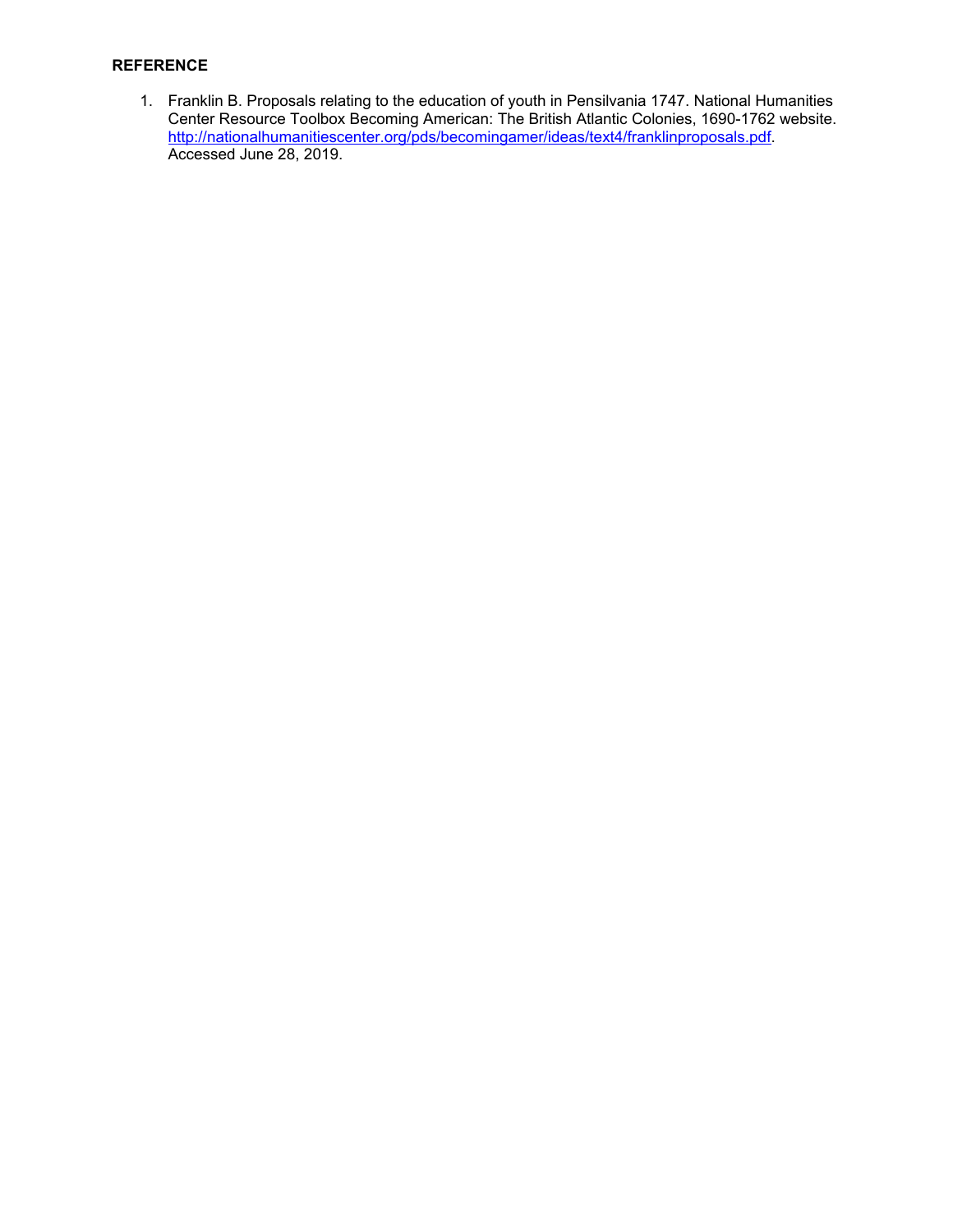## REFERENCE

1. Franklin B. Proposals relating to the education of youth in Pensilvania 1747. National Humanities Center Resource Toolbox Becoming American: The British Atlantic Colonies, 1690-1762 website. http://nationalhumanitiescenter.org/pds/becomingamer/ideas/text4/franklinproposals.pdf. Accessed June 28, 2019.